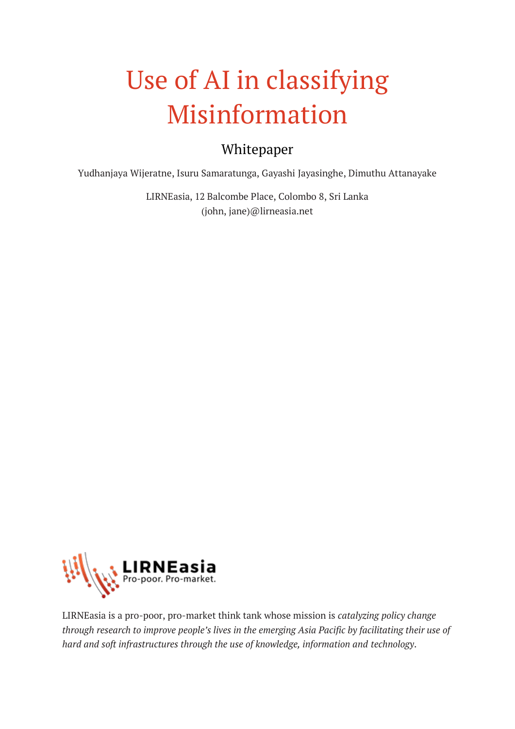# Use of AI in classifying Misinformation

## Whitepaper

Yudhanjaya Wijeratne, Isuru Samaratunga, Gayashi Jayasinghe, Dimuthu Attanayake

LIRNEasia, 12 Balcombe Place, Colombo 8, Sri Lanka
(john, jane)@lirneasia.net

LIRNEasia
Pro-poor. Pro-market.

LIRNEasia is a pro-poor, pro-market think tank whose mission is *catalyzing policy change through research to improve people's lives in the emerging Asia Pacific by facilitating their use of hard and soft infrastructures through the use of knowledge, information and technology*.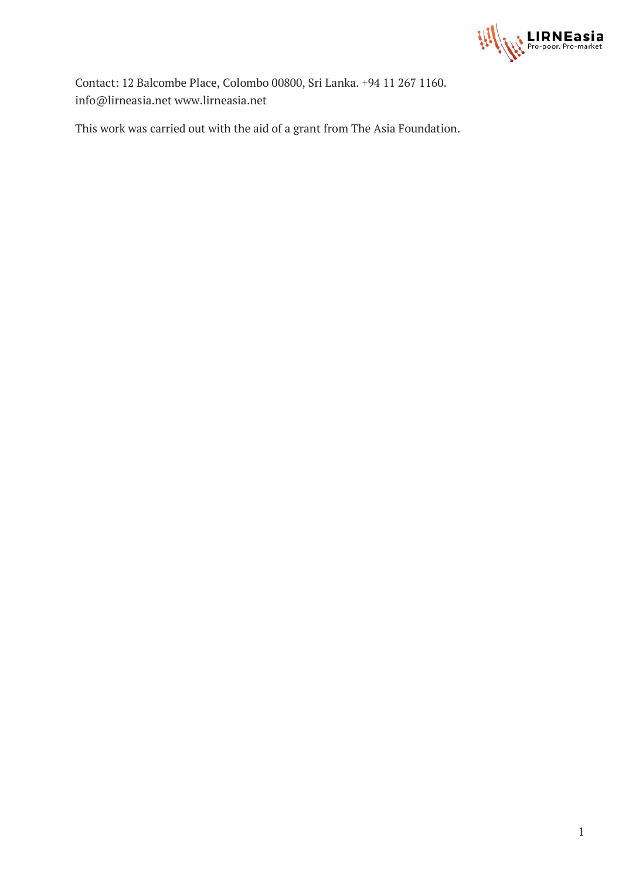Contact: 12 Balcombe Place, Colombo 00800, Sri Lanka. +94 11 267 1160. info@lirneasia.net www.lirneasia.net

This work was carried out with the aid of a grant from The Asia Foundation.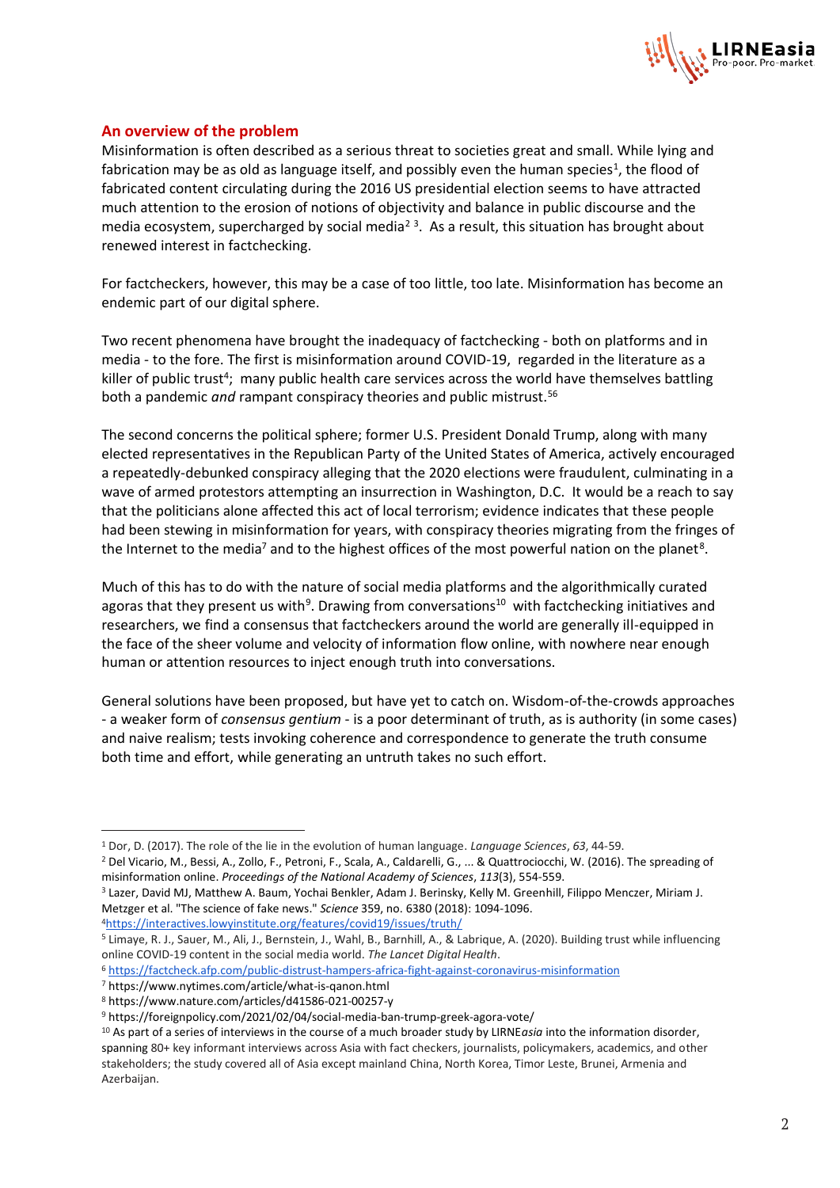## An overview of the problem

Misinformation is often described as a serious threat to societies great and small. While lying and fabrication may be as old as language itself, and possibly even the human species[1], the flood of fabricated content circulating during the 2016 US presidential election seems to have attracted much attention to the erosion of notions of objectivity and balance in public discourse and the media ecosystem, supercharged by social media[2] [3]. As a result, this situation has brought about renewed interest in factchecking.

For factcheckers, however, this may be a case of too little, too late. Misinformation has become an endemic part of our digital sphere.

Two recent phenomena have brought the inadequacy of factchecking - both on platforms and in media - to the fore. The first is misinformation around COVID-19, regarded in the literature as a killer of public trust[4]; many public health care services across the world have themselves battling both a pandemic *and* rampant conspiracy theories and public mistrust.[5][6]

The second concerns the political sphere; former U.S. President Donald Trump, along with many elected representatives in the Republican Party of the United States of America, actively encouraged a repeatedly-debunked conspiracy alleging that the 2020 elections were fraudulent, culminating in a wave of armed protestors attempting an insurrection in Washington, D.C. It would be a reach to say that the politicians alone affected this act of local terrorism; evidence indicates that these people had been stewing in misinformation for years, with conspiracy theories migrating from the fringes of the Internet to the media[7] and to the highest offices of the most powerful nation on the planet[8].

Much of this has to do with the nature of social media platforms and the algorithmically curated agoras that they present us with[9]. Drawing from conversations[10] with factchecking initiatives and researchers, we find a consensus that factcheckers around the world are generally ill-equipped in the face of the sheer volume and velocity of information flow online, with nowhere near enough human or attention resources to inject enough truth into conversations.

General solutions have been proposed, but have yet to catch on. Wisdom-of-the-crowds approaches - a weaker form of *consensus gentium* - is a poor determinant of truth, as is authority (in some cases) and naive realism; tests invoking coherence and correspondence to generate the truth consume both time and effort, while generating an untruth takes no such effort.

---

[1] Dor, D. (2017). The role of the lie in the evolution of human language. *Language Sciences*, *63*, 44-59.

[2] Del Vicario, M., Bessi, A., Zollo, F., Petroni, F., Scala, A., Caldarelli, G., ... & Quattrociocchi, W. (2016). The spreading of misinformation online. *Proceedings of the National Academy of Sciences*, *113*(3), 554-559.

[3] Lazer, David MJ, Matthew A. Baum, Yochai Benkler, Adam J. Berinsky, Kelly M. Greenhill, Filippo Menczer, Miriam J. Metzger et al. "The science of fake news." *Science* 359, no. 6380 (2018): 1094-1096.

[4] https://interactives.lowyinstitute.org/features/covid19/issues/truth/

[5] Limaye, R. J., Sauer, M., Ali, J., Bernstein, J., Wahl, B., Barnhill, A., & Labrique, A. (2020). Building trust while influencing online COVID-19 content in the social media world. *The Lancet Digital Health*.

[6] https://factcheck.afp.com/public-distrust-hampers-africa-fight-against-coronavirus-misinformation

[7] https://www.nytimes.com/article/what-is-qanon.html

[8] https://www.nature.com/articles/d41586-021-00257-y

[9] https://foreignpolicy.com/2021/02/04/social-media-ban-trump-greek-agora-vote/

[10] As part of a series of interviews in the course of a much broader study by LIRNE*asia* into the information disorder, spanning 80+ key informant interviews across Asia with fact checkers, journalists, policymakers, academics, and other stakeholders; the study covered all of Asia except mainland China, North Korea, Timor Leste, Brunei, Armenia and Azerbaijan.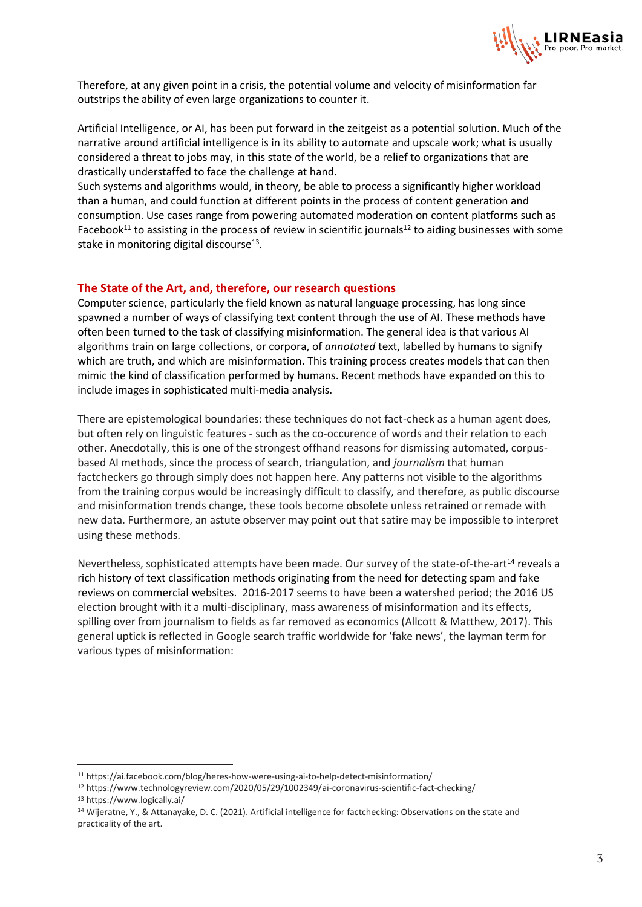Therefore, at any given point in a crisis, the potential volume and velocity of misinformation far outstrips the ability of even large organizations to counter it.

Artificial Intelligence, or AI, has been put forward in the zeitgeist as a potential solution. Much of the narrative around artificial intelligence is in its ability to automate and upscale work; what is usually considered a threat to jobs may, in this state of the world, be a relief to organizations that are drastically understaffed to face the challenge at hand.

Such systems and algorithms would, in theory, be able to process a significantly higher workload than a human, and could function at different points in the process of content generation and consumption. Use cases range from powering automated moderation on content platforms such as Facebook[11] to assisting in the process of review in scientific journals[12] to aiding businesses with some stake in monitoring digital discourse[13].

## The State of the Art, and, therefore, our research questions

Computer science, particularly the field known as natural language processing, has long since spawned a number of ways of classifying text content through the use of AI. These methods have often been turned to the task of classifying misinformation. The general idea is that various AI algorithms train on large collections, or corpora, of *annotated* text, labelled by humans to signify which are truth, and which are misinformation. This training process creates models that can then mimic the kind of classification performed by humans. Recent methods have expanded on this to include images in sophisticated multi-media analysis.

There are epistemological boundaries: these techniques do not fact-check as a human agent does, but often rely on linguistic features - such as the co-occurence of words and their relation to each other. Anecdotally, this is one of the strongest offhand reasons for dismissing automated, corpus-based AI methods, since the process of search, triangulation, and *journalism* that human factcheckers go through simply does not happen here. Any patterns not visible to the algorithms from the training corpus would be increasingly difficult to classify, and therefore, as public discourse and misinformation trends change, these tools become obsolete unless retrained or remade with new data. Furthermore, an astute observer may point out that satire may be impossible to interpret using these methods.

Nevertheless, sophisticated attempts have been made. Our survey of the state-of-the-art[14] reveals a rich history of text classification methods originating from the need for detecting spam and fake reviews on commercial websites. 2016-2017 seems to have been a watershed period; the 2016 US election brought with it a multi-disciplinary, mass awareness of misinformation and its effects, spilling over from journalism to fields as far removed as economics (Allcott & Matthew, 2017). This general uptick is reflected in Google search traffic worldwide for 'fake news', the layman term for various types of misinformation:

---

[11] https://ai.facebook.com/blog/heres-how-were-using-ai-to-help-detect-misinformation/

[12] https://www.technologyreview.com/2020/05/29/1002349/ai-coronavirus-scientific-fact-checking/

[13] https://www.logically.ai/

[14] Wijeratne, Y., & Attanayake, D. C. (2021). Artificial intelligence for factchecking: Observations on the state and practicality of the art.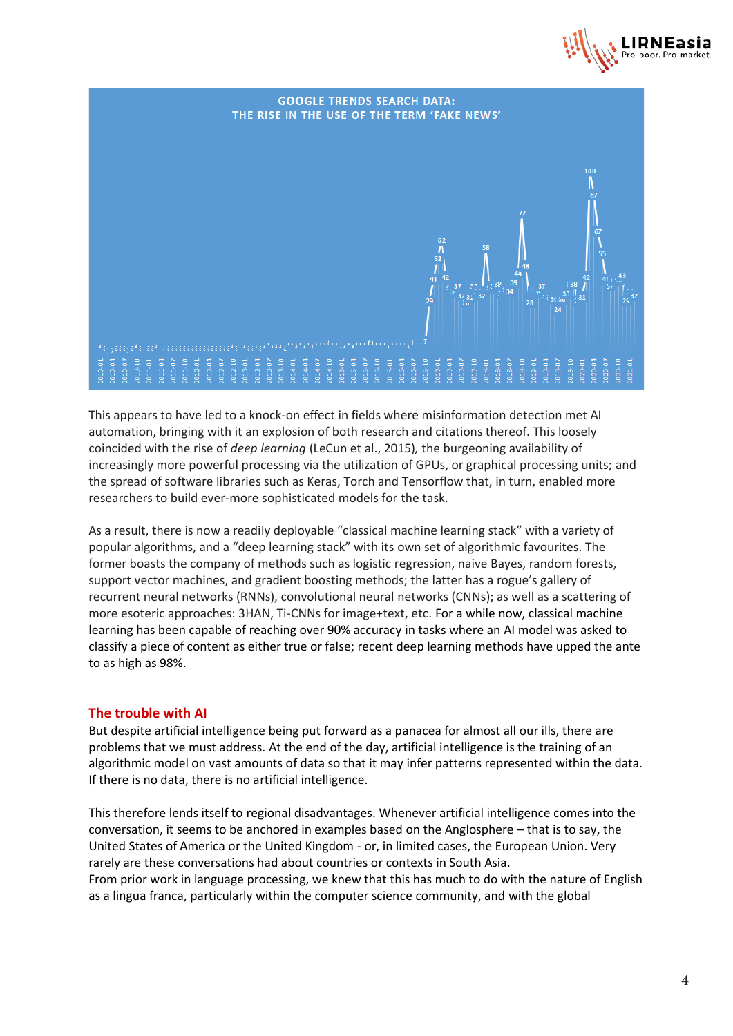**GOOGLE TRENDS SEARCH DATA:**
**THE RISE IN THE USE OF THE TERM 'FAKE NEWS'**

This appears to have led to a knock-on effect in fields where misinformation detection met AI automation, bringing with it an explosion of both research and citations thereof. This loosely coincided with the rise of *deep learning* (LeCun et al., 2015), the burgeoning availability of increasingly more powerful processing via the utilization of GPUs, or graphical processing units; and the spread of software libraries such as Keras, Torch and Tensorflow that, in turn, enabled more researchers to build ever-more sophisticated models for the task.

As a result, there is now a readily deployable "classical machine learning stack" with a variety of popular algorithms, and a "deep learning stack" with its own set of algorithmic favourites. The former boasts the company of methods such as logistic regression, naive Bayes, random forests, support vector machines, and gradient boosting methods; the latter has a rogue's gallery of recurrent neural networks (RNNs), convolutional neural networks (CNNs); as well as a scattering of more esoteric approaches: 3HAN, Ti-CNNs for image+text, etc. For a while now, classical machine learning has been capable of reaching over 90% accuracy in tasks where an AI model was asked to classify a piece of content as either true or false; recent deep learning methods have upped the ante to as high as 98%.

## The trouble with AI

But despite artificial intelligence being put forward as a panacea for almost all our ills, there are problems that we must address. At the end of the day, artificial intelligence is the training of an algorithmic model on vast amounts of data so that it may infer patterns represented within the data. If there is no data, there is no artificial intelligence.

This therefore lends itself to regional disadvantages. Whenever artificial intelligence comes into the conversation, it seems to be anchored in examples based on the Anglosphere – that is to say, the United States of America or the United Kingdom - or, in limited cases, the European Union. Very rarely are these conversations had about countries or contexts in South Asia.
From prior work in language processing, we knew that this has much to do with the nature of English as a lingua franca, particularly within the computer science community, and with the global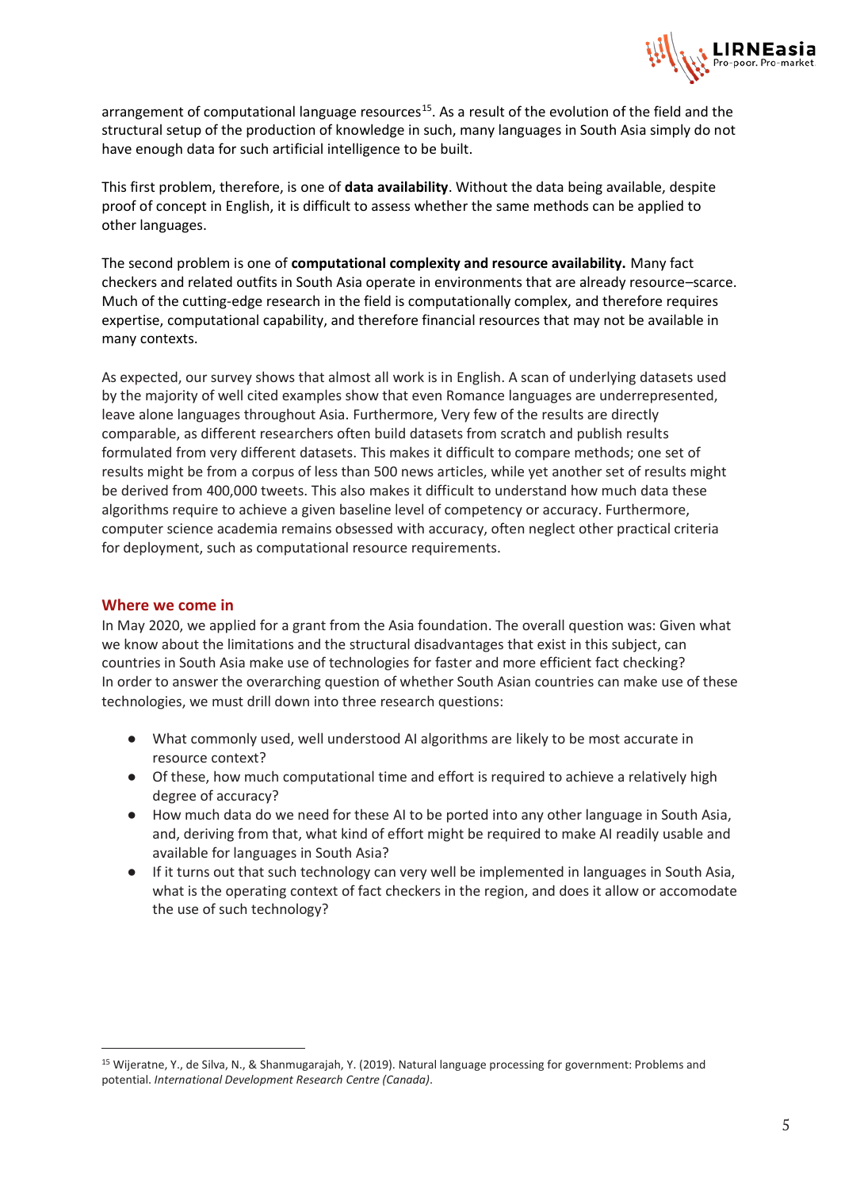arrangement of computational language resources[15]. As a result of the evolution of the field and the structural setup of the production of knowledge in such, many languages in South Asia simply do not have enough data for such artificial intelligence to be built.

This first problem, therefore, is one of **data availability**. Without the data being available, despite proof of concept in English, it is difficult to assess whether the same methods can be applied to other languages.

The second problem is one of **computational complexity and resource availability.** Many fact checkers and related outfits in South Asia operate in environments that are already resource–scarce. Much of the cutting-edge research in the field is computationally complex, and therefore requires expertise, computational capability, and therefore financial resources that may not be available in many contexts.

As expected, our survey shows that almost all work is in English. A scan of underlying datasets used by the majority of well cited examples show that even Romance languages are underrepresented, leave alone languages throughout Asia. Furthermore, Very few of the results are directly comparable, as different researchers often build datasets from scratch and publish results formulated from very different datasets. This makes it difficult to compare methods; one set of results might be from a corpus of less than 500 news articles, while yet another set of results might be derived from 400,000 tweets. This also makes it difficult to understand how much data these algorithms require to achieve a given baseline level of competency or accuracy. Furthermore, computer science academia remains obsessed with accuracy, often neglect other practical criteria for deployment, such as computational resource requirements.

## Where we come in

In May 2020, we applied for a grant from the Asia foundation. The overall question was: Given what we know about the limitations and the structural disadvantages that exist in this subject, can countries in South Asia make use of technologies for faster and more efficient fact checking?
In order to answer the overarching question of whether South Asian countries can make use of these technologies, we must drill down into three research questions:

- What commonly used, well understood AI algorithms are likely to be most accurate in resource context?
- Of these, how much computational time and effort is required to achieve a relatively high degree of accuracy?
- How much data do we need for these AI to be ported into any other language in South Asia, and, deriving from that, what kind of effort might be required to make AI readily usable and available for languages in South Asia?
- If it turns out that such technology can very well be implemented in languages in South Asia, what is the operating context of fact checkers in the region, and does it allow or accomodate the use of such technology?

[15] Wijeratne, Y., de Silva, N., & Shanmugarajah, Y. (2019). Natural language processing for government: Problems and potential. *International Development Research Centre (Canada)*.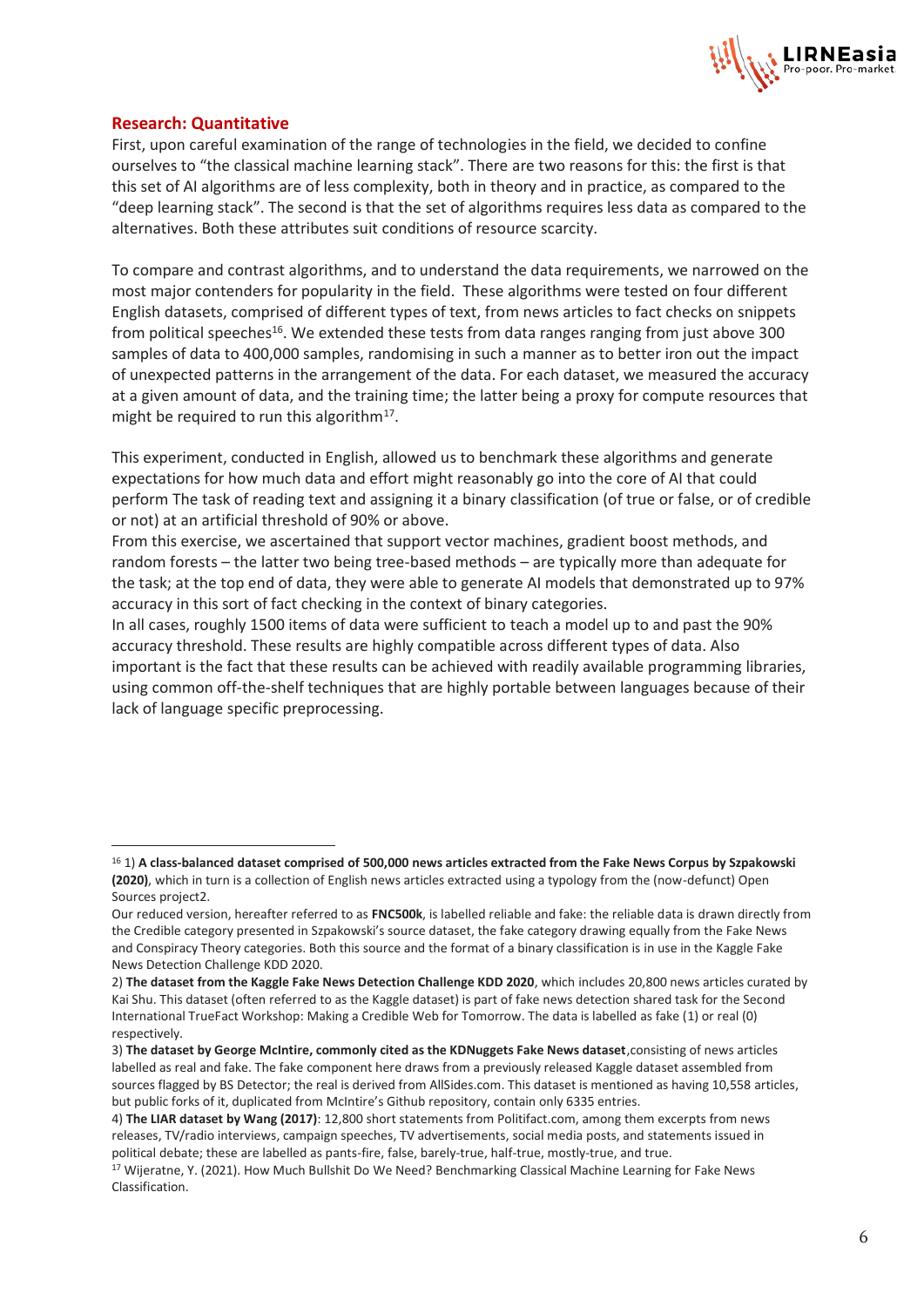## Research: Quantitative

First, upon careful examination of the range of technologies in the field, we decided to confine ourselves to "the classical machine learning stack". There are two reasons for this: the first is that this set of AI algorithms are of less complexity, both in theory and in practice, as compared to the "deep learning stack". The second is that the set of algorithms requires less data as compared to the alternatives. Both these attributes suit conditions of resource scarcity.

To compare and contrast algorithms, and to understand the data requirements, we narrowed on the most major contenders for popularity in the field. These algorithms were tested on four different English datasets, comprised of different types of text, from news articles to fact checks on snippets from political speeches[16]. We extended these tests from data ranges ranging from just above 300 samples of data to 400,000 samples, randomising in such a manner as to better iron out the impact of unexpected patterns in the arrangement of the data. For each dataset, we measured the accuracy at a given amount of data, and the training time; the latter being a proxy for compute resources that might be required to run this algorithm[17].

This experiment, conducted in English, allowed us to benchmark these algorithms and generate expectations for how much data and effort might reasonably go into the core of AI that could perform The task of reading text and assigning it a binary classification (of true or false, or of credible or not) at an artificial threshold of 90% or above.

From this exercise, we ascertained that support vector machines, gradient boost methods, and random forests – the latter two being tree-based methods – are typically more than adequate for the task; at the top end of data, they were able to generate AI models that demonstrated up to 97% accuracy in this sort of fact checking in the context of binary categories.

In all cases, roughly 1500 items of data were sufficient to teach a model up to and past the 90% accuracy threshold. These results are highly compatible across different types of data. Also important is the fact that these results can be achieved with readily available programming libraries, using common off-the-shelf techniques that are highly portable between languages because of their lack of language specific preprocessing.

---

[16] 1) **A class-balanced dataset comprised of 500,000 news articles extracted from the Fake News Corpus by Szpakowski (2020)**, which in turn is a collection of English news articles extracted using a typology from the (now-defunct) Open Sources project2.

Our reduced version, hereafter referred to as **FNC500k**, is labelled reliable and fake: the reliable data is drawn directly from the Credible category presented in Szpakowski's source dataset, the fake category drawing equally from the Fake News and Conspiracy Theory categories. Both this source and the format of a binary classification is in use in the Kaggle Fake News Detection Challenge KDD 2020.

2) **The dataset from the Kaggle Fake News Detection Challenge KDD 2020**, which includes 20,800 news articles curated by Kai Shu. This dataset (often referred to as the Kaggle dataset) is part of fake news detection shared task for the Second International TrueFact Workshop: Making a Credible Web for Tomorrow. The data is labelled as fake (1) or real (0) respectively.

3) **The dataset by George McIntire, commonly cited as the KDNuggets Fake News dataset**,consisting of news articles labelled as real and fake. The fake component here draws from a previously released Kaggle dataset assembled from sources flagged by BS Detector; the real is derived from AllSides.com. This dataset is mentioned as having 10,558 articles, but public forks of it, duplicated from McIntire's Github repository, contain only 6335 entries.

4) **The LIAR dataset by Wang (2017)**: 12,800 short statements from Politifact.com, among them excerpts from news releases, TV/radio interviews, campaign speeches, TV advertisements, social media posts, and statements issued in political debate; these are labelled as pants-fire, false, barely-true, half-true, mostly-true, and true.

[17] Wijeratne, Y. (2021). How Much Bullshit Do We Need? Benchmarking Classical Machine Learning for Fake News Classification.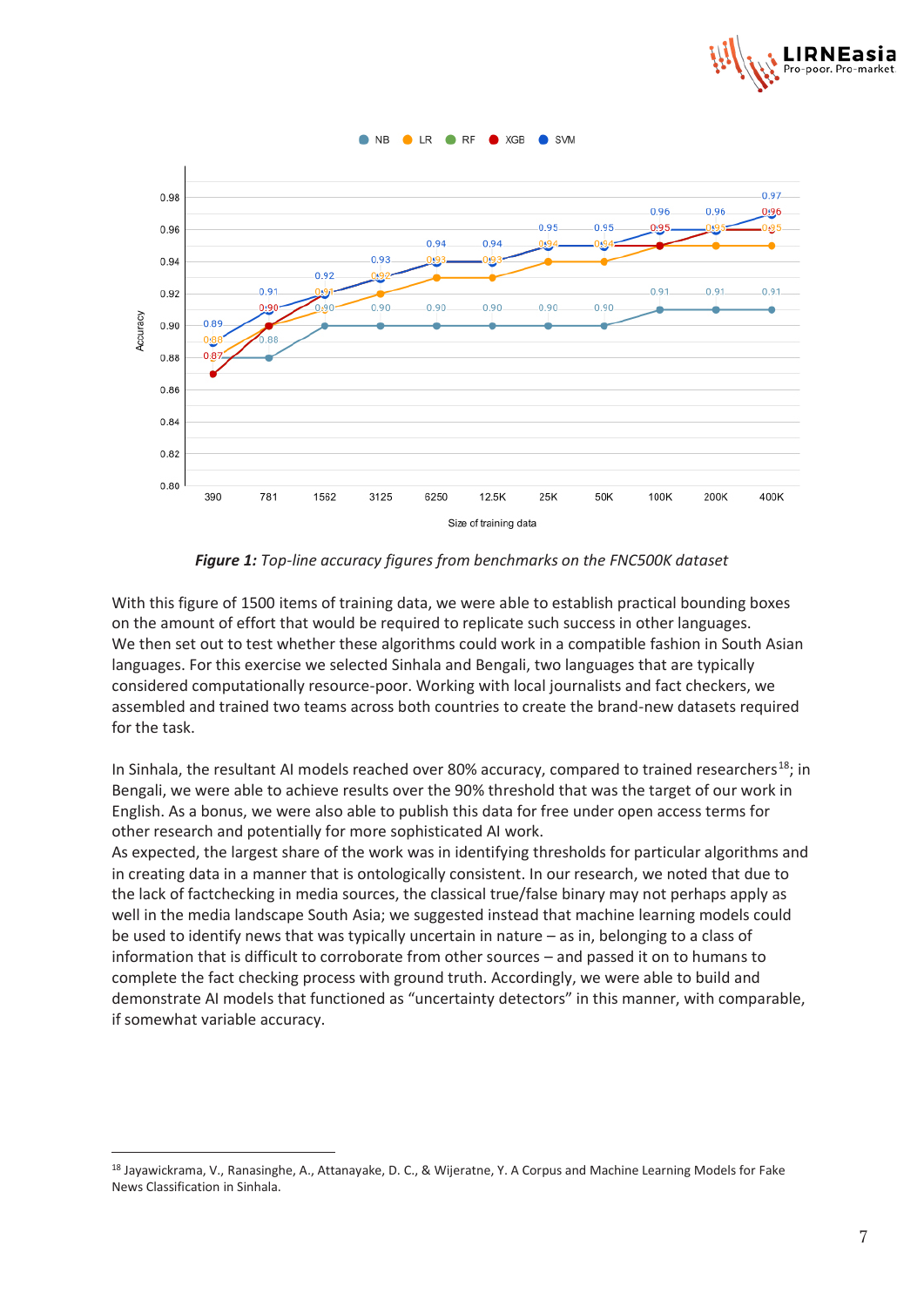*Figure 1: Top-line accuracy figures from benchmarks on the FNC500K dataset*

With this figure of 1500 items of training data, we were able to establish practical bounding boxes on the amount of effort that would be required to replicate such success in other languages. We then set out to test whether these algorithms could work in a compatible fashion in South Asian languages. For this exercise we selected Sinhala and Bengali, two languages that are typically considered computationally resource-poor. Working with local journalists and fact checkers, we assembled and trained two teams across both countries to create the brand-new datasets required for the task.

In Sinhala, the resultant AI models reached over 80% accuracy, compared to trained researchers[18]; in Bengali, we were able to achieve results over the 90% threshold that was the target of our work in English. As a bonus, we were also able to publish this data for free under open access terms for other research and potentially for more sophisticated AI work.

As expected, the largest share of the work was in identifying thresholds for particular algorithms and in creating data in a manner that is ontologically consistent. In our research, we noted that due to the lack of factchecking in media sources, the classical true/false binary may not perhaps apply as well in the media landscape South Asia; we suggested instead that machine learning models could be used to identify news that was typically uncertain in nature – as in, belonging to a class of information that is difficult to corroborate from other sources – and passed it on to humans to complete the fact checking process with ground truth. Accordingly, we were able to build and demonstrate AI models that functioned as "uncertainty detectors" in this manner, with comparable, if somewhat variable accuracy.

[18] Jayawickrama, V., Ranasinghe, A., Attanayake, D. C., & Wijeratne, Y. A Corpus and Machine Learning Models for Fake News Classification in Sinhala.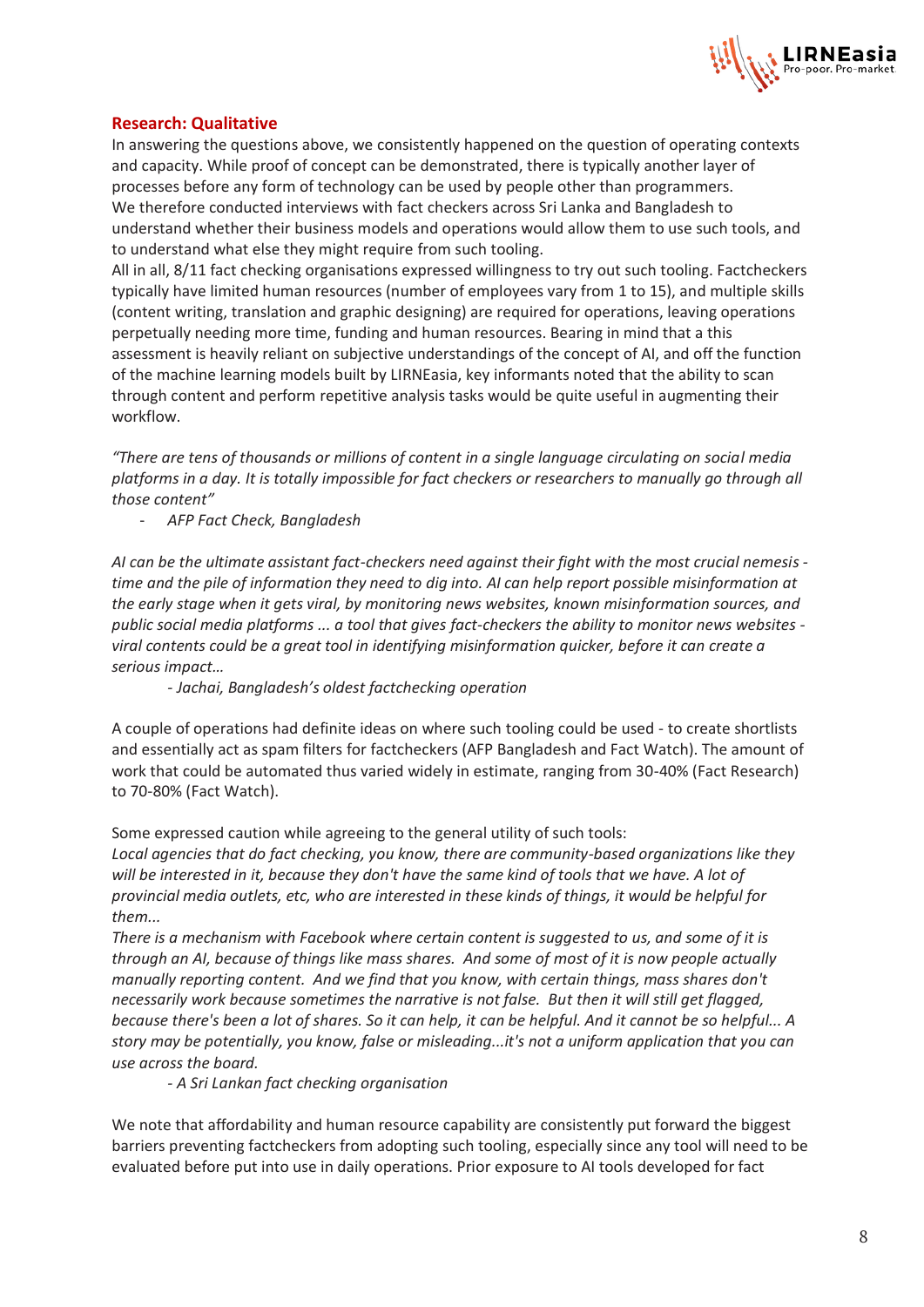## Research: Qualitative

In answering the questions above, we consistently happened on the question of operating contexts and capacity. While proof of concept can be demonstrated, there is typically another layer of processes before any form of technology can be used by people other than programmers.
We therefore conducted interviews with fact checkers across Sri Lanka and Bangladesh to understand whether their business models and operations would allow them to use such tools, and to understand what else they might require from such tooling.
All in all, 8/11 fact checking organisations expressed willingness to try out such tooling. Factcheckers typically have limited human resources (number of employees vary from 1 to 15), and multiple skills (content writing, translation and graphic designing) are required for operations, leaving operations perpetually needing more time, funding and human resources. Bearing in mind that a this assessment is heavily reliant on subjective understandings of the concept of AI, and off the function of the machine learning models built by LIRNEasia, key informants noted that the ability to scan through content and perform repetitive analysis tasks would be quite useful in augmenting their workflow.

*"There are tens of thousands or millions of content in a single language circulating on social media platforms in a day. It is totally impossible for fact checkers or researchers to manually go through all those content"*

- *AFP Fact Check, Bangladesh*

*AI can be the ultimate assistant fact-checkers need against their fight with the most crucial nemesis - time and the pile of information they need to dig into. AI can help report possible misinformation at the early stage when it gets viral, by monitoring news websites, known misinformation sources, and public social media platforms ... a tool that gives fact-checkers the ability to monitor news websites - viral contents could be a great tool in identifying misinformation quicker, before it can create a serious impact…*

*- Jachai, Bangladesh's oldest factchecking operation*

A couple of operations had definite ideas on where such tooling could be used - to create shortlists and essentially act as spam filters for factcheckers (AFP Bangladesh and Fact Watch). The amount of work that could be automated thus varied widely in estimate, ranging from 30-40% (Fact Research) to 70-80% (Fact Watch).

Some expressed caution while agreeing to the general utility of such tools:
*Local agencies that do fact checking, you know, there are community-based organizations like they will be interested in it, because they don't have the same kind of tools that we have. A lot of provincial media outlets, etc, who are interested in these kinds of things, it would be helpful for them...*
*There is a mechanism with Facebook where certain content is suggested to us, and some of it is through an AI, because of things like mass shares. And some of most of it is now people actually manually reporting content. And we find that you know, with certain things, mass shares don't necessarily work because sometimes the narrative is not false. But then it will still get flagged, because there's been a lot of shares. So it can help, it can be helpful. And it cannot be so helpful... A story may be potentially, you know, false or misleading...it's not a uniform application that you can use across the board.*

*- A Sri Lankan fact checking organisation*

We note that affordability and human resource capability are consistently put forward the biggest barriers preventing factcheckers from adopting such tooling, especially since any tool will need to be evaluated before put into use in daily operations. Prior exposure to AI tools developed for fact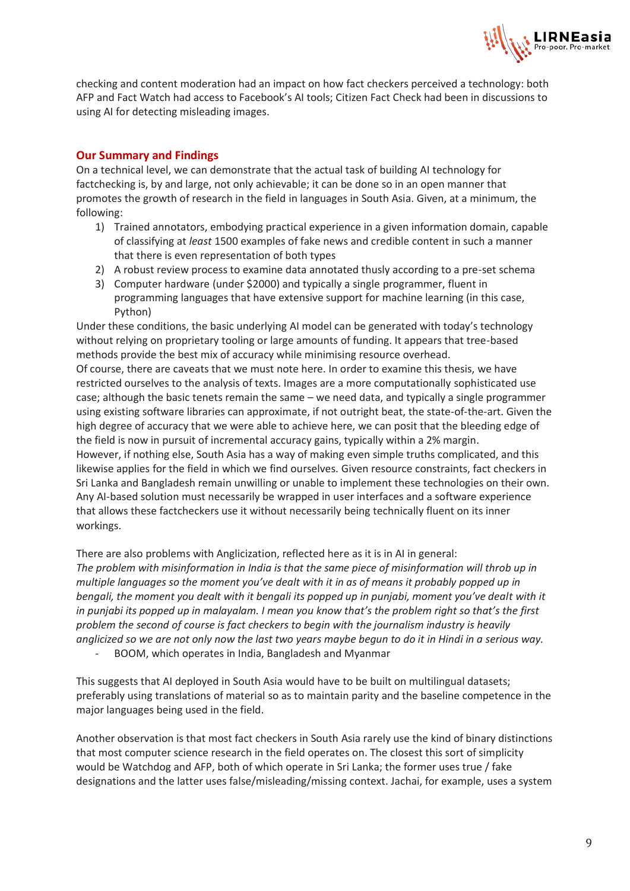checking and content moderation had an impact on how fact checkers perceived a technology: both AFP and Fact Watch had access to Facebook's AI tools; Citizen Fact Check had been in discussions to using AI for detecting misleading images.

## Our Summary and Findings

On a technical level, we can demonstrate that the actual task of building AI technology for factchecking is, by and large, not only achievable; it can be done so in an open manner that promotes the growth of research in the field in languages in South Asia. Given, at a minimum, the following:

1) Trained annotators, embodying practical experience in a given information domain, capable of classifying at *least* 1500 examples of fake news and credible content in such a manner that there is even representation of both types
2) A robust review process to examine data annotated thusly according to a pre-set schema
3) Computer hardware (under $2000) and typically a single programmer, fluent in programming languages that have extensive support for machine learning (in this case, Python)

Under these conditions, the basic underlying AI model can be generated with today's technology without relying on proprietary tooling or large amounts of funding. It appears that tree-based methods provide the best mix of accuracy while minimising resource overhead.

Of course, there are caveats that we must note here. In order to examine this thesis, we have restricted ourselves to the analysis of texts. Images are a more computationally sophisticated use case; although the basic tenets remain the same – we need data, and typically a single programmer using existing software libraries can approximate, if not outright beat, the state-of-the-art. Given the high degree of accuracy that we were able to achieve here, we can posit that the bleeding edge of the field is now in pursuit of incremental accuracy gains, typically within a 2% margin.

However, if nothing else, South Asia has a way of making even simple truths complicated, and this likewise applies for the field in which we find ourselves. Given resource constraints, fact checkers in Sri Lanka and Bangladesh remain unwilling or unable to implement these technologies on their own. Any AI-based solution must necessarily be wrapped in user interfaces and a software experience that allows these factcheckers use it without necessarily being technically fluent on its inner workings.

There are also problems with Anglicization, reflected here as it is in AI in general:

*The problem with misinformation in India is that the same piece of misinformation will throb up in multiple languages so the moment you've dealt with it in as of means it probably popped up in bengali, the moment you dealt with it bengali its popped up in punjabi, moment you've dealt with it in punjabi its popped up in malayalam. I mean you know that's the problem right so that's the first problem the second of course is fact checkers to begin with the journalism industry is heavily anglicized so we are not only now the last two years maybe begun to do it in Hindi in a serious way.*

- BOOM, which operates in India, Bangladesh and Myanmar

This suggests that AI deployed in South Asia would have to be built on multilingual datasets; preferably using translations of material so as to maintain parity and the baseline competence in the major languages being used in the field.

Another observation is that most fact checkers in South Asia rarely use the kind of binary distinctions that most computer science research in the field operates on. The closest this sort of simplicity would be Watchdog and AFP, both of which operate in Sri Lanka; the former uses true / fake designations and the latter uses false/misleading/missing context. Jachai, for example, uses a system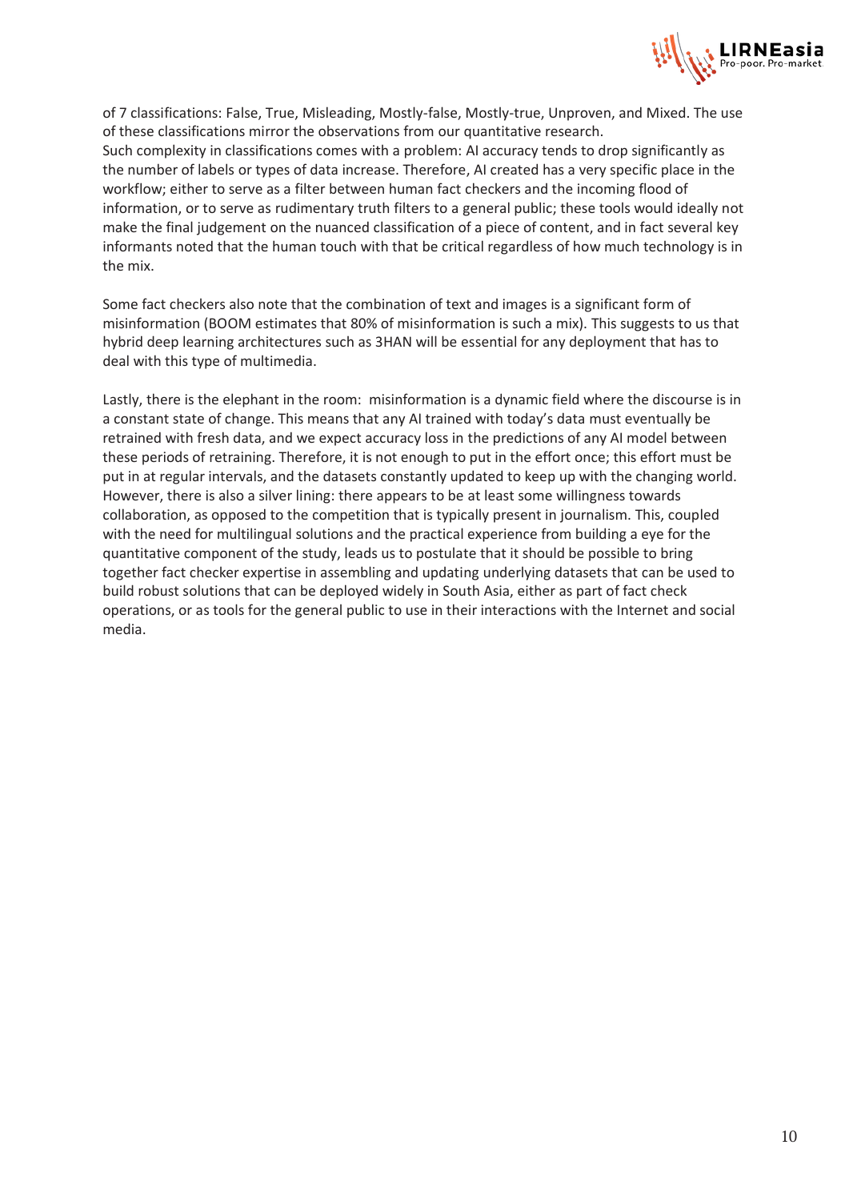of 7 classifications: False, True, Misleading, Mostly-false, Mostly-true, Unproven, and Mixed. The use of these classifications mirror the observations from our quantitative research.
Such complexity in classifications comes with a problem: AI accuracy tends to drop significantly as the number of labels or types of data increase. Therefore, AI created has a very specific place in the workflow; either to serve as a filter between human fact checkers and the incoming flood of information, or to serve as rudimentary truth filters to a general public; these tools would ideally not make the final judgement on the nuanced classification of a piece of content, and in fact several key informants noted that the human touch with that be critical regardless of how much technology is in the mix.

Some fact checkers also note that the combination of text and images is a significant form of misinformation (BOOM estimates that 80% of misinformation is such a mix). This suggests to us that hybrid deep learning architectures such as 3HAN will be essential for any deployment that has to deal with this type of multimedia.

Lastly, there is the elephant in the room: misinformation is a dynamic field where the discourse is in a constant state of change. This means that any AI trained with today's data must eventually be retrained with fresh data, and we expect accuracy loss in the predictions of any AI model between these periods of retraining. Therefore, it is not enough to put in the effort once; this effort must be put in at regular intervals, and the datasets constantly updated to keep up with the changing world. However, there is also a silver lining: there appears to be at least some willingness towards collaboration, as opposed to the competition that is typically present in journalism. This, coupled with the need for multilingual solutions and the practical experience from building a eye for the quantitative component of the study, leads us to postulate that it should be possible to bring together fact checker expertise in assembling and updating underlying datasets that can be used to build robust solutions that can be deployed widely in South Asia, either as part of fact check operations, or as tools for the general public to use in their interactions with the Internet and social media.